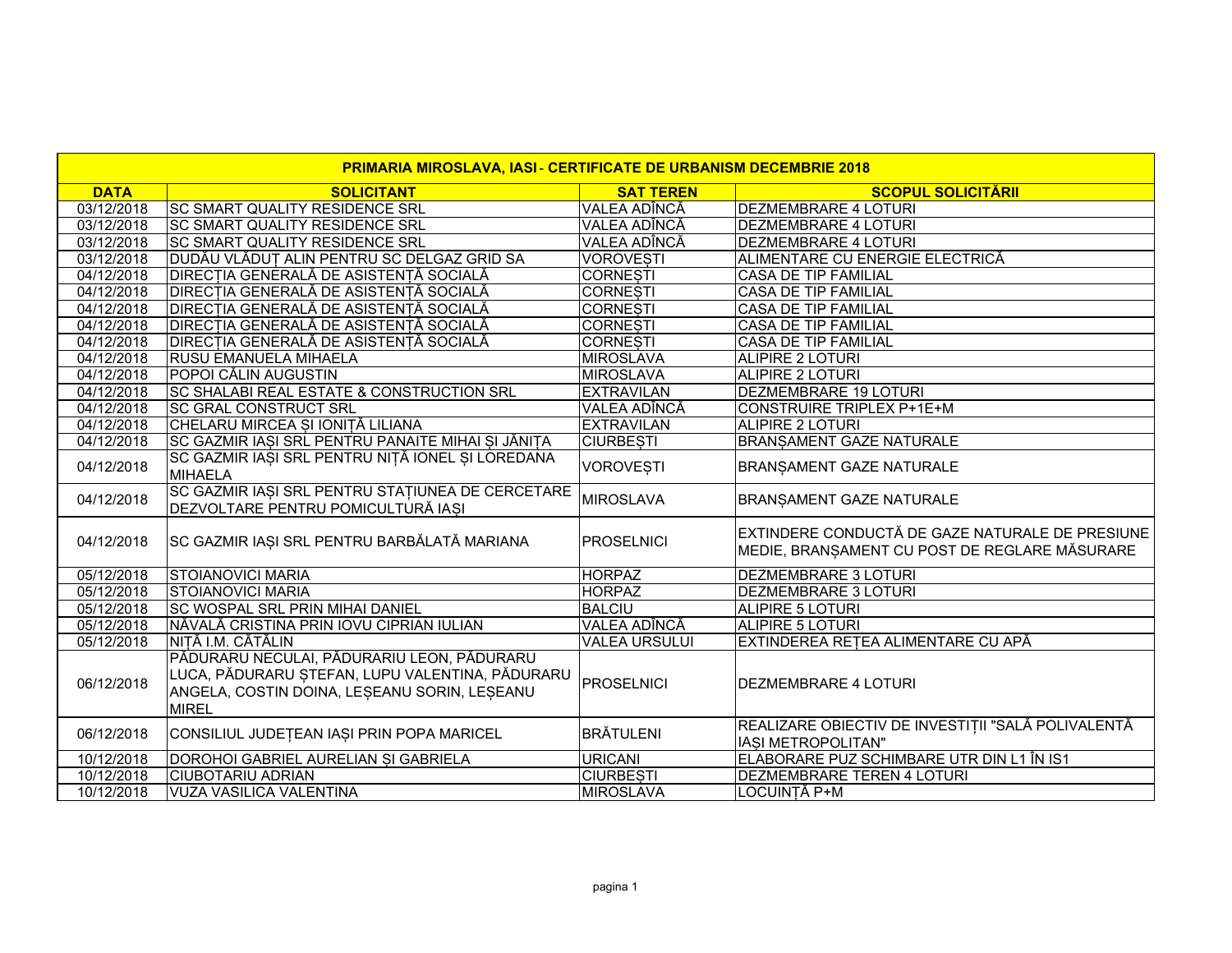| PRIMARIA MIROSLAVA, IASI - CERTIFICATE DE URBANISM DECEMBRIE 2018 | | | |
|---|---|---|---|
| **DATA** | **SOLICITANT** | **SAT TEREN** | **SCOPUL SOLICITĂRII** |
| 03/12/2018 | SC SMART QUALITY RESIDENCE SRL | VALEA ADÎNCĂ | DEZMEMBRARE 4 LOTURI |
| 03/12/2018 | SC SMART QUALITY RESIDENCE SRL | VALEA ADÎNCĂ | DEZMEMBRARE 4 LOTURI |
| 03/12/2018 | SC SMART QUALITY RESIDENCE SRL | VALEA ADÎNCĂ | DEZMEMBRARE 4 LOTURI |
| 03/12/2018 | DUDĂU VLĂDUȚ ALIN PENTRU SC DELGAZ GRID SA | VOROVEȘTI | ALIMENTARE CU ENERGIE ELECTRICĂ |
| 04/12/2018 | DIRECȚIA GENERALĂ DE ASISTENȚĂ SOCIALĂ | CORNEȘTI | CASA DE TIP FAMILIAL |
| 04/12/2018 | DIRECȚIA GENERALĂ DE ASISTENȚĂ SOCIALĂ | CORNEȘTI | CASA DE TIP FAMILIAL |
| 04/12/2018 | DIRECȚIA GENERALĂ DE ASISTENȚĂ SOCIALĂ | CORNEȘTI | CASA DE TIP FAMILIAL |
| 04/12/2018 | DIRECȚIA GENERALĂ DE ASISTENȚĂ SOCIALĂ | CORNEȘTI | CASA DE TIP FAMILIAL |
| 04/12/2018 | DIRECȚIA GENERALĂ DE ASISTENȚĂ SOCIALĂ | CORNEȘTI | CASA DE TIP FAMILIAL |
| 04/12/2018 | RUSU EMANUELA MIHAELA | MIROSLAVA | ALIPIRE 2 LOTURI |
| 04/12/2018 | POPOI CĂLIN AUGUSTIN | MIROSLAVA | ALIPIRE 2 LOTURI |
| 04/12/2018 | SC SHALABI REAL ESTATE & CONSTRUCTION SRL | EXTRAVILAN | DEZMEMBRARE 19 LOTURI |
| 04/12/2018 | SC GRAL CONSTRUCT SRL | VALEA ADÎNCĂ | CONSTRUIRE TRIPLEX P+1E+M |
| 04/12/2018 | CHELARU MIRCEA ȘI IONIȚĂ LILIANA | EXTRAVILAN | ALIPIRE 2 LOTURI |
| 04/12/2018 | SC GAZMIR IAȘI SRL PENTRU PANAITE MIHAI ȘI JĂNIȚA | CIURBEȘTI | BRANȘAMENT GAZE NATURALE |
| 04/12/2018 | SC GAZMIR IAȘI SRL PENTRU NIȚĂ IONEL ȘI LOREDANA MIHAELA | VOROVEȘTI | BRANȘAMENT GAZE NATURALE |
| 04/12/2018 | SC GAZMIR IAȘI SRL PENTRU STAȚIUNEA DE CERCETARE DEZVOLTARE PENTRU POMICULTURĂ IAȘI | MIROSLAVA | BRANȘAMENT GAZE NATURALE |
| 04/12/2018 | SC GAZMIR IAȘI SRL PENTRU BARBĂLATĂ MARIANA | PROSELNICI | EXTINDERE CONDUCTĂ DE GAZE NATURALE DE PRESIUNE MEDIE, BRANȘAMENT CU POST DE REGLARE MĂSURARE |
| 05/12/2018 | STOIANOVICI MARIA | HORPAZ | DEZMEMBRARE 3 LOTURI |
| 05/12/2018 | STOIANOVICI MARIA | HORPAZ | DEZMEMBRARE 3 LOTURI |
| 05/12/2018 | SC WOSPAL SRL PRIN MIHAI DANIEL | BALCIU | ALIPIRE 5 LOTURI |
| 05/12/2018 | NĂVALĂ CRISTINA PRIN IOVU CIPRIAN IULIAN | VALEA ADÎNCĂ | ALIPIRE 5 LOTURI |
| 05/12/2018 | NIȚĂ I.M. CĂTĂLIN | VALEA URSULUI | EXTINDEREA REȚEA ALIMENTARE CU APĂ |
| 06/12/2018 | PĂDURARU NECULAI, PĂDURARIU LEON, PĂDURARU LUCA, PĂDURARU ȘTEFAN, LUPU VALENTINA, PĂDURARU ANGELA, COSTIN DOINA, LEȘEANU SORIN, LEȘEANU MIREL | PROSELNICI | DEZMEMBRARE 4 LOTURI |
| 06/12/2018 | CONSILIUL JUDEȚEAN IAȘI PRIN POPA MARICEL | BRĂTULENI | REALIZARE OBIECTIV DE INVESTIȚII "SALĂ POLIVALENTĂ IAȘI METROPOLITAN" |
| 10/12/2018 | DOROHOI GABRIEL AURELIAN ȘI GABRIELA | URICANI | ELABORARE PUZ SCHIMBARE UTR DIN L1 ÎN IS1 |
| 10/12/2018 | CIUBOTARIU ADRIAN | CIURBEȘTI | DEZMEMBRARE TEREN 4 LOTURI |
| 10/12/2018 | VUZA VASILICA VALENTINA | MIROSLAVA | LOCUINȚĂ P+M |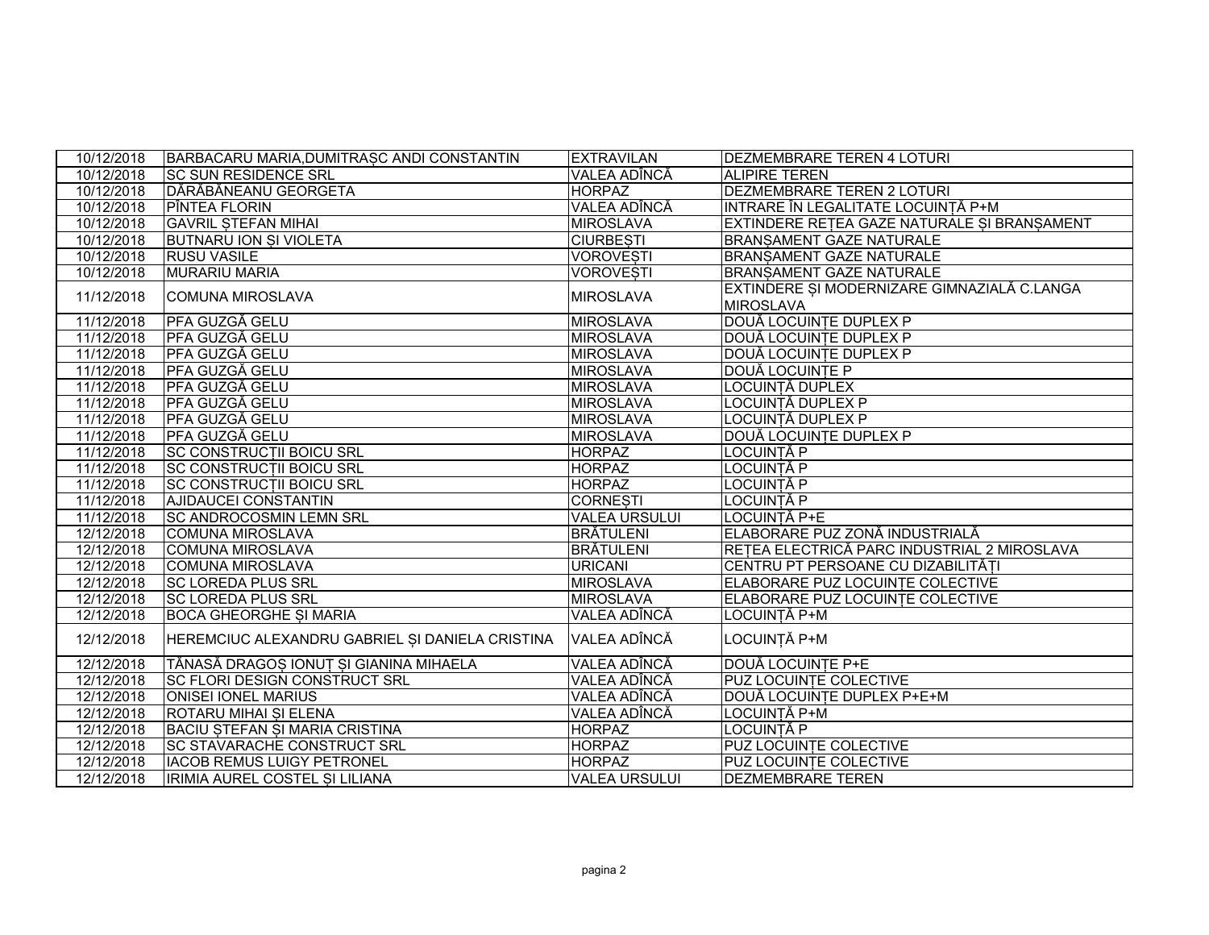| 10/12/2018 | BARBACARU MARIA,DUMITRAȘC ANDI CONSTANTIN | EXTRAVILAN | DEZMEMBRARE TEREN 4 LOTURI |
|---|---|---|---|
| 10/12/2018 | SC SUN RESIDENCE SRL | VALEA ADÎNCĂ | ALIPIRE TEREN |
| 10/12/2018 | DĂRĂBĂNEANU GEORGETA | HORPAZ | DEZMEMBRARE TEREN 2 LOTURI |
| 10/12/2018 | PÎNTEA FLORIN | VALEA ADÎNCĂ | INTRARE ÎN LEGALITATE LOCUINȚĂ P+M |
| 10/12/2018 | GAVRIL ȘTEFAN MIHAI | MIROSLAVA | EXTINDERE REȚEA GAZE NATURALE ȘI BRANȘAMENT |
| 10/12/2018 | BUTNARU ION ȘI VIOLETA | CIURBEȘTI | BRANȘAMENT GAZE NATURALE |
| 10/12/2018 | RUSU VASILE | VOROVEȘTI | BRANȘAMENT GAZE NATURALE |
| 10/12/2018 | MURARIU MARIA | VOROVEȘTI | BRANȘAMENT GAZE NATURALE |
| 11/12/2018 | COMUNA MIROSLAVA | MIROSLAVA | EXTINDERE ȘI MODERNIZARE GIMNAZIALĂ C.LANGA MIROSLAVA |
| 11/12/2018 | PFA GUZGĂ GELU | MIROSLAVA | DOUĂ LOCUINȚE DUPLEX P |
| 11/12/2018 | PFA GUZGĂ GELU | MIROSLAVA | DOUĂ LOCUINȚE DUPLEX P |
| 11/12/2018 | PFA GUZGĂ GELU | MIROSLAVA | DOUĂ LOCUINȚE DUPLEX P |
| 11/12/2018 | PFA GUZGĂ GELU | MIROSLAVA | DOUĂ LOCUINȚE P |
| 11/12/2018 | PFA GUZGĂ GELU | MIROSLAVA | LOCUINȚĂ DUPLEX |
| 11/12/2018 | PFA GUZGĂ GELU | MIROSLAVA | LOCUINȚĂ DUPLEX P |
| 11/12/2018 | PFA GUZGĂ GELU | MIROSLAVA | LOCUINȚĂ DUPLEX P |
| 11/12/2018 | PFA GUZGĂ GELU | MIROSLAVA | DOUĂ LOCUINȚE DUPLEX P |
| 11/12/2018 | SC CONSTRUCȚII BOICU SRL | HORPAZ | LOCUINȚĂ P |
| 11/12/2018 | SC CONSTRUCȚII BOICU SRL | HORPAZ | LOCUINȚĂ P |
| 11/12/2018 | SC CONSTRUCȚII BOICU SRL | HORPAZ | LOCUINȚĂ P |
| 11/12/2018 | AJIDAUCEI CONSTANTIN | CORNEȘTI | LOCUINȚĂ P |
| 11/12/2018 | SC ANDROCOSMIN LEMN SRL | VALEA URSULUI | LOCUINȚĂ P+E |
| 12/12/2018 | COMUNA MIROSLAVA | BRĂTULENI | ELABORARE PUZ ZONĂ INDUSTRIALĂ |
| 12/12/2018 | COMUNA MIROSLAVA | BRĂTULENI | REȚEA ELECTRICĂ PARC INDUSTRIAL 2 MIROSLAVA |
| 12/12/2018 | COMUNA MIROSLAVA | URICANI | CENTRU PT PERSOANE CU DIZABILITĂȚI |
| 12/12/2018 | SC LOREDA PLUS SRL | MIROSLAVA | ELABORARE PUZ LOCUINȚE COLECTIVE |
| 12/12/2018 | SC LOREDA PLUS SRL | MIROSLAVA | ELABORARE PUZ LOCUINȚE COLECTIVE |
| 12/12/2018 | BOCA GHEORGHE ȘI MARIA | VALEA ADÎNCĂ | LOCUINȚĂ P+M |
| 12/12/2018 | HEREMCIUC ALEXANDRU GABRIEL ȘI DANIELA CRISTINA | VALEA ADÎNCĂ | LOCUINȚĂ P+M |
| 12/12/2018 | TĂNASĂ DRAGOȘ IONUȚ ȘI GIANINA MIHAELA | VALEA ADÎNCĂ | DOUĂ LOCUINȚE P+E |
| 12/12/2018 | SC FLORI DESIGN CONSTRUCT SRL | VALEA ADÎNCĂ | PUZ LOCUINȚE COLECTIVE |
| 12/12/2018 | ONISEI IONEL MARIUS | VALEA ADÎNCĂ | DOUĂ LOCUINȚE DUPLEX P+E+M |
| 12/12/2018 | ROTARU MIHAI ȘI ELENA | VALEA ADÎNCĂ | LOCUINȚĂ P+M |
| 12/12/2018 | BACIU ȘTEFAN ȘI MARIA CRISTINA | HORPAZ | LOCUINȚĂ P |
| 12/12/2018 | SC STAVARACHE CONSTRUCT SRL | HORPAZ | PUZ LOCUINȚE COLECTIVE |
| 12/12/2018 | IACOB REMUS LUIGY PETRONEL | HORPAZ | PUZ LOCUINȚE COLECTIVE |
| 12/12/2018 | IRIMIA AUREL COSTEL ȘI LILIANA | VALEA URSULUI | DEZMEMBRARE TEREN |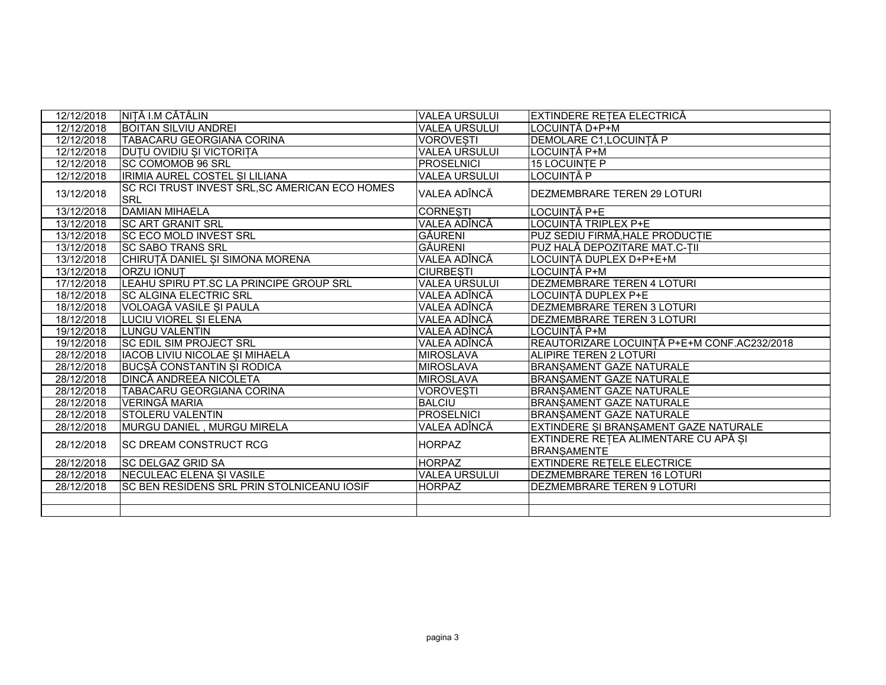| | | | |
|---|---|---|---|
| 12/12/2018 | NIȚĂ I.M CĂTĂLIN | VALEA URSULUI | EXTINDERE REȚEA ELECTRICĂ |
| 12/12/2018 | BOITAN SILVIU ANDREI | VALEA URSULUI | LOCUINȚĂ D+P+M |
| 12/12/2018 | TABACARU GEORGIANA CORINA | VOROVEȘTI | DEMOLARE C1,LOCUINȚĂ P |
| 12/12/2018 | DUȚU OVIDIU ȘI VICTORIȚA | VALEA URSULUI | LOCUINȚĂ P+M |
| 12/12/2018 | SC COMOMOB 96 SRL | PROSELNICI | 15 LOCUINȚE P |
| 12/12/2018 | IRIMIA AUREL COSTEL ȘI LILIANA | VALEA URSULUI | LOCUINȚĂ P |
| 13/12/2018 | SC RCI TRUST INVEST SRL,SC AMERICAN ECO HOMES SRL | VALEA ADÎNCĂ | DEZMEMBRARE TEREN 29 LOTURI |
| 13/12/2018 | DAMIAN MIHAELA | CORNEȘTI | LOCUINȚĂ P+E |
| 13/12/2018 | SC ART GRANIT SRL | VALEA ADÎNCĂ | LOCUINȚĂ TRIPLEX P+E |
| 13/12/2018 | SC ECO MOLD INVEST SRL | GĂURENI | PUZ SEDIU FIRMĂ,HALE PRODUCȚIE |
| 13/12/2018 | SC SABO TRANS SRL | GĂURENI | PUZ HALĂ DEPOZITARE MAT.C-ȚII |
| 13/12/2018 | CHIRUȚĂ DANIEL ȘI SIMONA MORENA | VALEA ADÎNCĂ | LOCUINȚĂ DUPLEX D+P+E+M |
| 13/12/2018 | ORZU IONUȚ | CIURBEȘTI | LOCUINȚĂ P+M |
| 17/12/2018 | LEAHU SPIRU PT.SC LA PRINCIPE GROUP SRL | VALEA URSULUI | DEZMEMBRARE TEREN 4 LOTURI |
| 18/12/2018 | SC ALGINA ELECTRIC SRL | VALEA ADÎNCĂ | LOCUINȚĂ DUPLEX P+E |
| 18/12/2018 | VOLOAGĂ VASILE ȘI PAULA | VALEA ADÎNCĂ | DEZMEMBRARE TEREN 3 LOTURI |
| 18/12/2018 | LUCIU VIOREL ȘI ELENA | VALEA ADÎNCĂ | DEZMEMBRARE TEREN 3 LOTURI |
| 19/12/2018 | LUNGU VALENTIN | VALEA ADÎNCĂ | LOCUINȚĂ P+M |
| 19/12/2018 | SC EDIL SIM PROJECT SRL | VALEA ADÎNCĂ | REAUTORIZARE LOCUINȚĂ P+E+M CONF.AC232/2018 |
| 28/12/2018 | IACOB LIVIU NICOLAE ȘI MIHAELA | MIROSLAVA | ALIPIRE TEREN 2 LOTURI |
| 28/12/2018 | BUCȘĂ CONSTANTIN ȘI RODICA | MIROSLAVA | BRANȘAMENT GAZE NATURALE |
| 28/12/2018 | DINCĂ ANDREEA NICOLETA | MIROSLAVA | BRANȘAMENT GAZE NATURALE |
| 28/12/2018 | TABACARU GEORGIANA CORINA | VOROVEȘTI | BRANȘAMENT GAZE NATURALE |
| 28/12/2018 | VERINGĂ MARIA | BALCIU | BRANȘAMENT GAZE NATURALE |
| 28/12/2018 | STOLERU VALENTIN | PROSELNICI | BRANȘAMENT GAZE NATURALE |
| 28/12/2018 | MURGU DANIEL , MURGU MIRELA | VALEA ADÎNCĂ | EXTINDERE ȘI BRANȘAMENT GAZE NATURALE |
| 28/12/2018 | SC DREAM CONSTRUCT RCG | HORPAZ | EXTINDERE REȚEA ALIMENTARE CU APĂ ȘI BRANȘAMENTE |
| 28/12/2018 | SC DELGAZ GRID SA | HORPAZ | EXTINDERE REȚELE ELECTRICE |
| 28/12/2018 | NECULEAC ELENA ȘI VASILE | VALEA URSULUI | DEZMEMBRARE TEREN 16 LOTURI |
| 28/12/2018 | SC BEN RESIDENS SRL PRIN STOLNICEANU IOSIF | HORPAZ | DEZMEMBRARE TEREN 9 LOTURI |
| | | | |
| | | | |